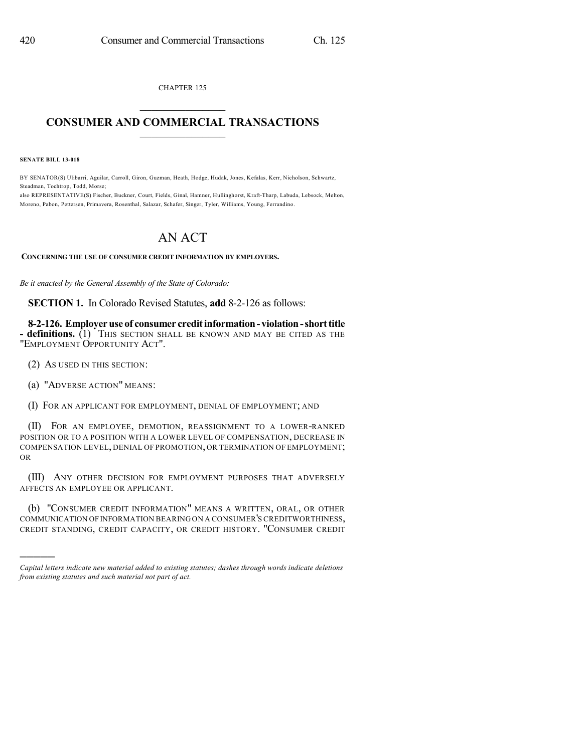CHAPTER 125

# CONSUMER AND COMMERCIAL TRANSACTIONS

**SENATE BILL 13-018**

BY SENATOR(S) Ulibarri, Aguilar, Carroll, Giron, Guzman, Heath, Hodge, Hudak, Jones, Kefalas, Kerr, Nicholson, Schwartz, Steadman, Tochtrop, Todd, Morse;
also REPRESENTATIVE(S) Fischer, Buckner, Court, Fields, Ginal, Hamner, Hullinghorst, Kraft-Tharp, Labuda, Lebsock, Melton, Moreno, Pabon, Pettersen, Primavera, Rosenthal, Salazar, Schafer, Singer, Tyler, Williams, Young, Ferrandino.

# AN ACT

**CONCERNING THE USE OF CONSUMER CREDIT INFORMATION BY EMPLOYERS.**

*Be it enacted by the General Assembly of the State of Colorado:*

**SECTION 1.** In Colorado Revised Statutes, **add** 8-2-126 as follows:

**8-2-126. Employer use of consumer credit information - violation - short title - definitions.** (1) THIS SECTION SHALL BE KNOWN AND MAY BE CITED AS THE "EMPLOYMENT OPPORTUNITY ACT".

(2) AS USED IN THIS SECTION:

(a) "ADVERSE ACTION" MEANS:

(I) FOR AN APPLICANT FOR EMPLOYMENT, DENIAL OF EMPLOYMENT; AND

(II) FOR AN EMPLOYEE, DEMOTION, REASSIGNMENT TO A LOWER-RANKED POSITION OR TO A POSITION WITH A LOWER LEVEL OF COMPENSATION, DECREASE IN COMPENSATION LEVEL, DENIAL OF PROMOTION, OR TERMINATION OF EMPLOYMENT; OR

(III) ANY OTHER DECISION FOR EMPLOYMENT PURPOSES THAT ADVERSELY AFFECTS AN EMPLOYEE OR APPLICANT.

(b) "CONSUMER CREDIT INFORMATION" MEANS A WRITTEN, ORAL, OR OTHER COMMUNICATION OF INFORMATION BEARING ON A CONSUMER'S CREDITWORTHINESS, CREDIT STANDING, CREDIT CAPACITY, OR CREDIT HISTORY. "CONSUMER CREDIT

---

*Capital letters indicate new material added to existing statutes; dashes through words indicate deletions from existing statutes and such material not part of act.*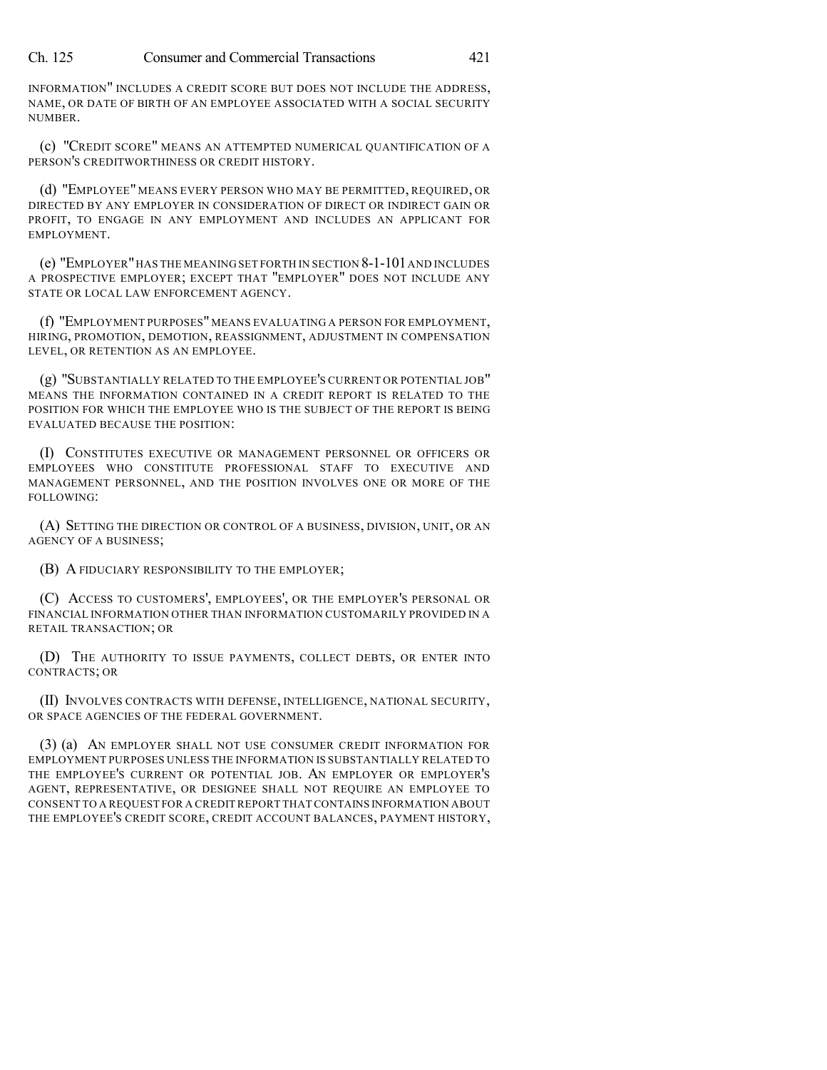INFORMATION" INCLUDES A CREDIT SCORE BUT DOES NOT INCLUDE THE ADDRESS, NAME, OR DATE OF BIRTH OF AN EMPLOYEE ASSOCIATED WITH A SOCIAL SECURITY NUMBER.

(c) "CREDIT SCORE" MEANS AN ATTEMPTED NUMERICAL QUANTIFICATION OF A PERSON'S CREDITWORTHINESS OR CREDIT HISTORY.

(d) "EMPLOYEE" MEANS EVERY PERSON WHO MAY BE PERMITTED, REQUIRED, OR DIRECTED BY ANY EMPLOYER IN CONSIDERATION OF DIRECT OR INDIRECT GAIN OR PROFIT, TO ENGAGE IN ANY EMPLOYMENT AND INCLUDES AN APPLICANT FOR EMPLOYMENT.

(e) "EMPLOYER" HAS THE MEANING SET FORTH IN SECTION 8-1-101 AND INCLUDES A PROSPECTIVE EMPLOYER; EXCEPT THAT "EMPLOYER" DOES NOT INCLUDE ANY STATE OR LOCAL LAW ENFORCEMENT AGENCY.

(f) "EMPLOYMENT PURPOSES" MEANS EVALUATING A PERSON FOR EMPLOYMENT, HIRING, PROMOTION, DEMOTION, REASSIGNMENT, ADJUSTMENT IN COMPENSATION LEVEL, OR RETENTION AS AN EMPLOYEE.

(g) "SUBSTANTIALLY RELATED TO THE EMPLOYEE'S CURRENT OR POTENTIAL JOB" MEANS THE INFORMATION CONTAINED IN A CREDIT REPORT IS RELATED TO THE POSITION FOR WHICH THE EMPLOYEE WHO IS THE SUBJECT OF THE REPORT IS BEING EVALUATED BECAUSE THE POSITION:

(I) CONSTITUTES EXECUTIVE OR MANAGEMENT PERSONNEL OR OFFICERS OR EMPLOYEES WHO CONSTITUTE PROFESSIONAL STAFF TO EXECUTIVE AND MANAGEMENT PERSONNEL, AND THE POSITION INVOLVES ONE OR MORE OF THE FOLLOWING:

(A) SETTING THE DIRECTION OR CONTROL OF A BUSINESS, DIVISION, UNIT, OR AN AGENCY OF A BUSINESS;

(B) A FIDUCIARY RESPONSIBILITY TO THE EMPLOYER;

(C) ACCESS TO CUSTOMERS', EMPLOYEES', OR THE EMPLOYER'S PERSONAL OR FINANCIAL INFORMATION OTHER THAN INFORMATION CUSTOMARILY PROVIDED IN A RETAIL TRANSACTION; OR

(D) THE AUTHORITY TO ISSUE PAYMENTS, COLLECT DEBTS, OR ENTER INTO CONTRACTS; OR

(II) INVOLVES CONTRACTS WITH DEFENSE, INTELLIGENCE, NATIONAL SECURITY, OR SPACE AGENCIES OF THE FEDERAL GOVERNMENT.

(3) (a) AN EMPLOYER SHALL NOT USE CONSUMER CREDIT INFORMATION FOR EMPLOYMENT PURPOSES UNLESS THE INFORMATION IS SUBSTANTIALLY RELATED TO THE EMPLOYEE'S CURRENT OR POTENTIAL JOB. AN EMPLOYER OR EMPLOYER'S AGENT, REPRESENTATIVE, OR DESIGNEE SHALL NOT REQUIRE AN EMPLOYEE TO CONSENT TO A REQUEST FOR A CREDIT REPORT THAT CONTAINS INFORMATION ABOUT THE EMPLOYEE'S CREDIT SCORE, CREDIT ACCOUNT BALANCES, PAYMENT HISTORY,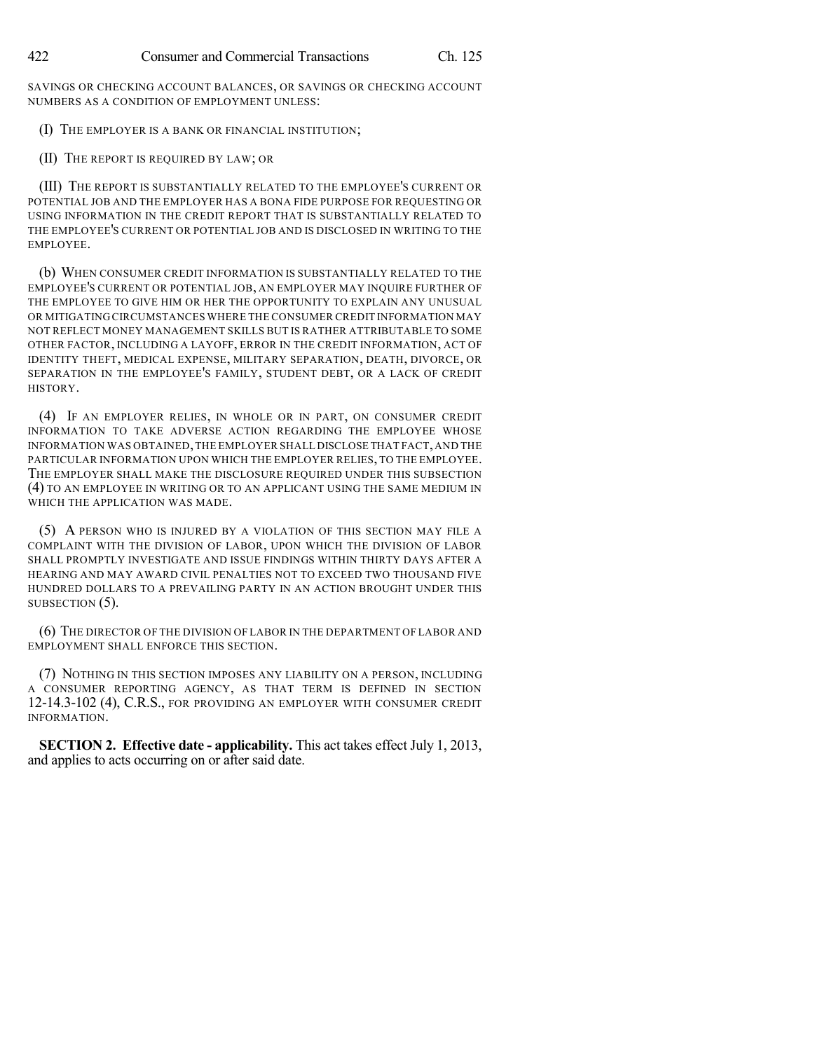SAVINGS OR CHECKING ACCOUNT BALANCES, OR SAVINGS OR CHECKING ACCOUNT NUMBERS AS A CONDITION OF EMPLOYMENT UNLESS:

(I) THE EMPLOYER IS A BANK OR FINANCIAL INSTITUTION;

(II) THE REPORT IS REQUIRED BY LAW; OR

(III) THE REPORT IS SUBSTANTIALLY RELATED TO THE EMPLOYEE'S CURRENT OR POTENTIAL JOB AND THE EMPLOYER HAS A BONA FIDE PURPOSE FOR REQUESTING OR USING INFORMATION IN THE CREDIT REPORT THAT IS SUBSTANTIALLY RELATED TO THE EMPLOYEE'S CURRENT OR POTENTIAL JOB AND IS DISCLOSED IN WRITING TO THE EMPLOYEE.

(b) WHEN CONSUMER CREDIT INFORMATION IS SUBSTANTIALLY RELATED TO THE EMPLOYEE'S CURRENT OR POTENTIAL JOB, AN EMPLOYER MAY INQUIRE FURTHER OF THE EMPLOYEE TO GIVE HIM OR HER THE OPPORTUNITY TO EXPLAIN ANY UNUSUAL OR MITIGATING CIRCUMSTANCES WHERE THE CONSUMER CREDIT INFORMATION MAY NOT REFLECT MONEY MANAGEMENT SKILLS BUT IS RATHER ATTRIBUTABLE TO SOME OTHER FACTOR, INCLUDING A LAYOFF, ERROR IN THE CREDIT INFORMATION, ACT OF IDENTITY THEFT, MEDICAL EXPENSE, MILITARY SEPARATION, DEATH, DIVORCE, OR SEPARATION IN THE EMPLOYEE'S FAMILY, STUDENT DEBT, OR A LACK OF CREDIT HISTORY.

(4) IF AN EMPLOYER RELIES, IN WHOLE OR IN PART, ON CONSUMER CREDIT INFORMATION TO TAKE ADVERSE ACTION REGARDING THE EMPLOYEE WHOSE INFORMATION WAS OBTAINED, THE EMPLOYER SHALL DISCLOSE THAT FACT, AND THE PARTICULAR INFORMATION UPON WHICH THE EMPLOYER RELIES, TO THE EMPLOYEE. THE EMPLOYER SHALL MAKE THE DISCLOSURE REQUIRED UNDER THIS SUBSECTION (4) TO AN EMPLOYEE IN WRITING OR TO AN APPLICANT USING THE SAME MEDIUM IN WHICH THE APPLICATION WAS MADE.

(5) A PERSON WHO IS INJURED BY A VIOLATION OF THIS SECTION MAY FILE A COMPLAINT WITH THE DIVISION OF LABOR, UPON WHICH THE DIVISION OF LABOR SHALL PROMPTLY INVESTIGATE AND ISSUE FINDINGS WITHIN THIRTY DAYS AFTER A HEARING AND MAY AWARD CIVIL PENALTIES NOT TO EXCEED TWO THOUSAND FIVE HUNDRED DOLLARS TO A PREVAILING PARTY IN AN ACTION BROUGHT UNDER THIS SUBSECTION (5).

(6) THE DIRECTOR OF THE DIVISION OF LABOR IN THE DEPARTMENT OF LABOR AND EMPLOYMENT SHALL ENFORCE THIS SECTION.

(7) NOTHING IN THIS SECTION IMPOSES ANY LIABILITY ON A PERSON, INCLUDING A CONSUMER REPORTING AGENCY, AS THAT TERM IS DEFINED IN SECTION 12-14.3-102 (4), C.R.S., FOR PROVIDING AN EMPLOYER WITH CONSUMER CREDIT INFORMATION.

**SECTION 2. Effective date - applicability.** This act takes effect July 1, 2013, and applies to acts occurring on or after said date.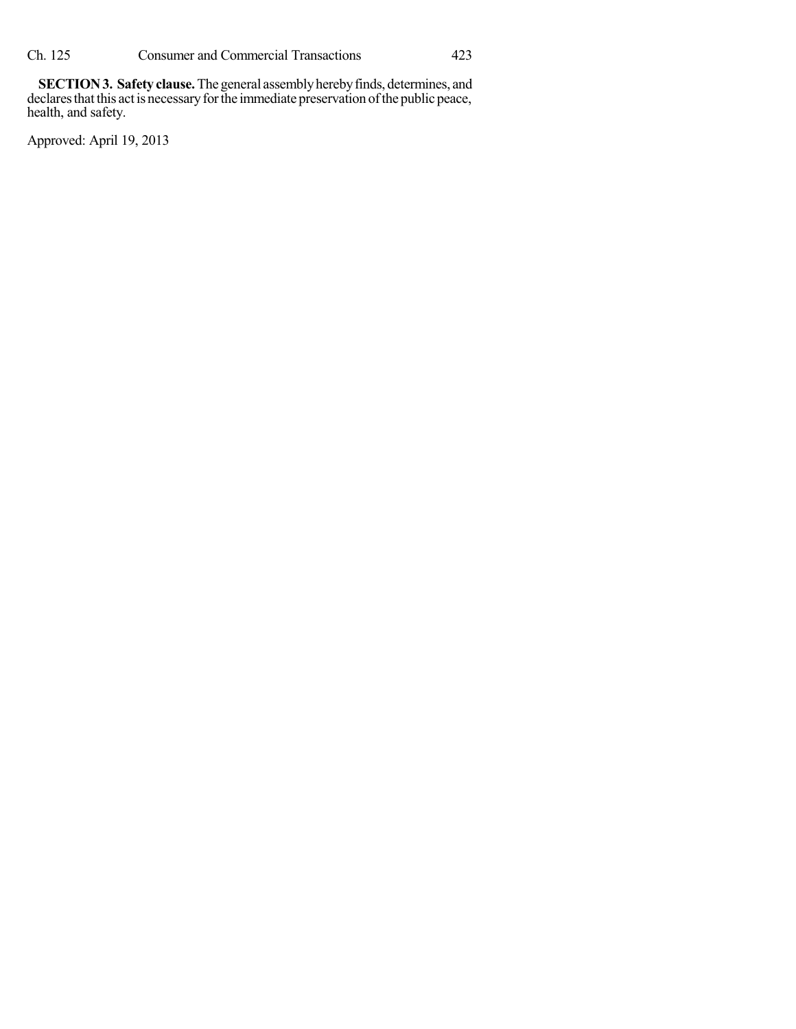**SECTION 3. Safety clause.** The general assembly hereby finds, determines, and declares that this act is necessary for the immediate preservation of the public peace, health, and safety.

Approved: April 19, 2013